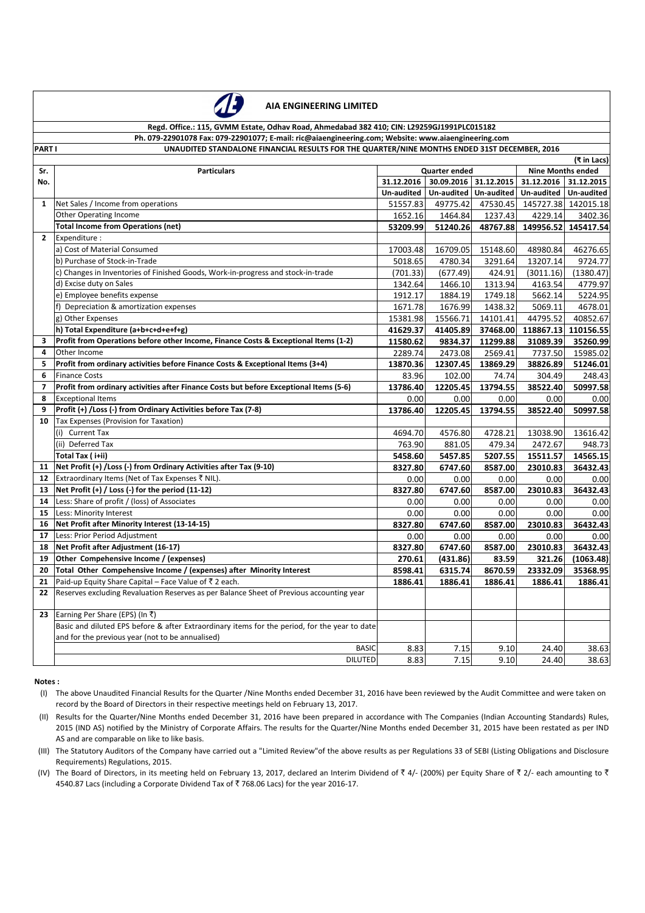# AIA ENGINEERING LIMITED

**Regd. Office.: 115, GVMM Estate, Odhav Road, Ahmedabad 382 410; CIN: L29259GJ1991PLC015182**

**Ph. 079-22901078 Fax: 079-22901077; E-mail: ric@aiaengineering.com; Website: www.aiaengineering.com**

**PART I** **UNAUDITED STANDALONE FINANCIAL RESULTS FOR THE QUARTER/NINE MONTHS ENDED 31ST DECEMBER, 2016**

(₹ in Lacs)

| Sr. No. | Particulars | Quarter ended | | | Nine Months ended | |
|---|---|---|---|---|---|---|
| | | 31.12.2016 | 30.09.2016 | 31.12.2015 | 31.12.2016 | 31.12.2015 |
| | | Un-audited | Un-audited | Un-audited | Un-audited | Un-audited |
| 1 | Net Sales / Income from operations | 51557.83 | 49775.42 | 47530.45 | 145727.38 | 142015.18 |
| | Other Operating Income | 1652.16 | 1464.84 | 1237.43 | 4229.14 | 3402.36 |
| | **Total Income from Operations (net)** | **53209.99** | **51240.26** | **48767.88** | **149956.52** | **145417.54** |
| 2 | Expenditure : | | | | | |
| | a) Cost of Material Consumed | 17003.48 | 16709.05 | 15148.60 | 48980.84 | 46276.65 |
| | b) Purchase of Stock-in-Trade | 5018.65 | 4780.34 | 3291.64 | 13207.14 | 9724.77 |
| | c) Changes in Inventories of Finished Goods, Work-in-progress and stock-in-trade | (701.33) | (677.49) | 424.91 | (3011.16) | (1380.47) |
| | d) Excise duty on Sales | 1342.64 | 1466.10 | 1313.94 | 4163.54 | 4779.97 |
| | e) Employee benefits expense | 1912.17 | 1884.19 | 1749.18 | 5662.14 | 5224.95 |
| | f) Depreciation & amortization expenses | 1671.78 | 1676.99 | 1438.32 | 5069.11 | 4678.01 |
| | g) Other Expenses | 15381.98 | 15566.71 | 14101.41 | 44795.52 | 40852.67 |
| | **h) Total Expenditure (a+b+c+d+e+f+g)** | **41629.37** | **41405.89** | **37468.00** | **118867.13** | **110156.55** |
| 3 | **Profit from Operations before other Income, Finance Costs & Exceptional Items (1-2)** | **11580.62** | **9834.37** | **11299.88** | **31089.39** | **35260.99** |
| 4 | Other Income | 2289.74 | 2473.08 | 2569.41 | 7737.50 | 15985.02 |
| 5 | **Profit from ordinary activities before Finance Costs & Exceptional Items (3+4)** | **13870.36** | **12307.45** | **13869.29** | **38826.89** | **51246.01** |
| 6 | Finance Costs | 83.96 | 102.00 | 74.74 | 304.49 | 248.43 |
| 7 | **Profit from ordinary activities after Finance Costs but before Exceptional Items (5-6)** | **13786.40** | **12205.45** | **13794.55** | **38522.40** | **50997.58** |
| 8 | Exceptional Items | 0.00 | 0.00 | 0.00 | 0.00 | 0.00 |
| 9 | **Profit (+) /Loss (-) from Ordinary Activities before Tax (7-8)** | **13786.40** | **12205.45** | **13794.55** | **38522.40** | **50997.58** |
| 10 | Tax Expenses (Provision for Taxation) | | | | | |
| | (i) Current Tax | 4694.70 | 4576.80 | 4728.21 | 13038.90 | 13616.42 |
| | (ii) Deferred Tax | 763.90 | 881.05 | 479.34 | 2472.67 | 948.73 |
| | **Total Tax ( i+ii)** | **5458.60** | **5457.85** | **5207.55** | **15511.57** | **14565.15** |
| 11 | **Net Profit (+) /Loss (-) from Ordinary Activities after Tax (9-10)** | **8327.80** | **6747.60** | **8587.00** | **23010.83** | **36432.43** |
| 12 | Extraordinary Items (Net of Tax Expenses ₹ NIL). | 0.00 | 0.00 | 0.00 | 0.00 | 0.00 |
| 13 | **Net Profit (+) / Loss (-) for the period (11-12)** | **8327.80** | **6747.60** | **8587.00** | **23010.83** | **36432.43** |
| 14 | Less: Share of profit / (loss) of Associates | 0.00 | 0.00 | 0.00 | 0.00 | 0.00 |
| 15 | Less: Minority Interest | 0.00 | 0.00 | 0.00 | 0.00 | 0.00 |
| 16 | **Net Profit after Minority Interest (13-14-15)** | **8327.80** | **6747.60** | **8587.00** | **23010.83** | **36432.43** |
| 17 | Less: Prior Period Adjustment | 0.00 | 0.00 | 0.00 | 0.00 | 0.00 |
| 18 | **Net Profit after Adjustment (16-17)** | **8327.80** | **6747.60** | **8587.00** | **23010.83** | **36432.43** |
| 19 | **Other Compehensive Income / (expenses)** | **270.61** | **(431.86)** | **83.59** | **321.26** | **(1063.48)** |
| 20 | **Total Other Compehensive Income / (expenses) after Minority Interest** | **8598.41** | **6315.74** | **8670.59** | **23332.09** | **35368.95** |
| 21 | Paid-up Equity Share Capital – Face Value of ₹ 2 each. | **1886.41** | **1886.41** | **1886.41** | **1886.41** | **1886.41** |
| 22 | Reserves excluding Revaluation Reserves as per Balance Sheet of Previous accounting year | | | | | |
| 23 | Earning Per Share (EPS) (In ₹) | | | | | |
| | Basic and diluted EPS before & after Extraordinary items for the period, for the year to date and for the previous year (not to be annualised) | | | | | |
| | BASIC | 8.83 | 7.15 | 9.10 | 24.40 | 38.63 |
| | DILUTED | 8.83 | 7.15 | 9.10 | 24.40 | 38.63 |

**Notes :**

(I) The above Unaudited Financial Results for the Quarter /Nine Months ended December 31, 2016 have been reviewed by the Audit Committee and were taken on record by the Board of Directors in their respective meetings held on February 13, 2017.

(II) Results for the Quarter/Nine Months ended December 31, 2016 have been prepared in accordance with The Companies (Indian Accounting Standards) Rules, 2015 (IND AS) notified by the Ministry of Corporate Affairs. The results for the Quarter/Nine Months ended December 31, 2015 have been restated as per IND AS and are comparable on like to like basis.

(III) The Statutory Auditors of the Company have carried out a "Limited Review"of the above results as per Regulations 33 of SEBI (Listing Obligations and Disclosure Requirements) Regulations, 2015.

(IV) The Board of Directors, in its meeting held on February 13, 2017, declared an Interim Dividend of ₹ 4/- (200%) per Equity Share of ₹ 2/- each amounting to ₹ 4540.87 Lacs (including a Corporate Dividend Tax of ₹ 768.06 Lacs) for the year 2016-17.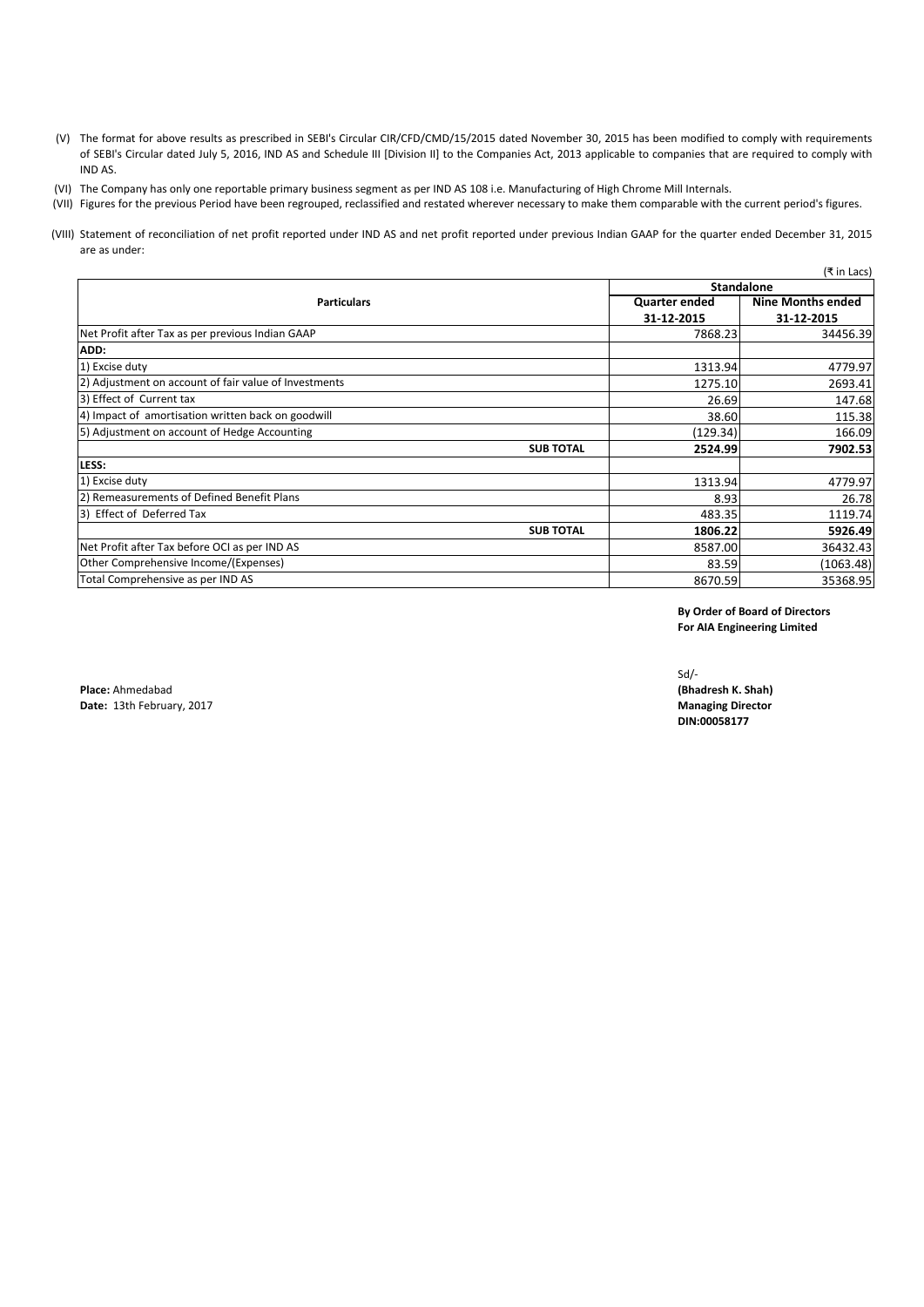(V) The format for above results as prescribed in SEBI's Circular CIR/CFD/CMD/15/2015 dated November 30, 2015 has been modified to comply with requirements of SEBI's Circular dated July 5, 2016, IND AS and Schedule III [Division II] to the Companies Act, 2013 applicable to companies that are required to comply with IND AS.

(VI) The Company has only one reportable primary business segment as per IND AS 108 i.e. Manufacturing of High Chrome Mill Internals.

(VII) Figures for the previous Period have been regrouped, reclassified and restated wherever necessary to make them comparable with the current period's figures.

(VIII) Statement of reconciliation of net profit reported under IND AS and net profit reported under previous Indian GAAP for the quarter ended December 31, 2015 are as under:

(₹ in Lacs)

| Particulars | Standalone | |
|---|---|---|
| | **Quarter ended 31-12-2015** | **Nine Months ended 31-12-2015** |
| Net Profit after Tax as per previous Indian GAAP | 7868.23 | 34456.39 |
| **ADD:** | | |
| 1) Excise duty | 1313.94 | 4779.97 |
| 2) Adjustment on account of fair value of Investments | 1275.10 | 2693.41 |
| 3) Effect of Current tax | 26.69 | 147.68 |
| 4) Impact of amortisation written back on goodwill | 38.60 | 115.38 |
| 5) Adjustment on account of Hedge Accounting | (129.34) | 166.09 |
| **SUB TOTAL** | **2524.99** | **7902.53** |
| **LESS:** | | |
| 1) Excise duty | 1313.94 | 4779.97 |
| 2) Remeasurements of Defined Benefit Plans | 8.93 | 26.78 |
| 3) Effect of Deferred Tax | 483.35 | 1119.74 |
| **SUB TOTAL** | **1806.22** | **5926.49** |
| Net Profit after Tax before OCI as per IND AS | 8587.00 | 36432.43 |
| Other Comprehensive Income/(Expenses) | 83.59 | (1063.48) |
| Total Comprehensive as per IND AS | 8670.59 | 35368.95 |

**By Order of Board of Directors**
**For AIA Engineering Limited**

Sd/-
**(Bhadresh K. Shah)**
**Managing Director**
**DIN:00058177**

**Place:** Ahmedabad
**Date:** 13th February, 2017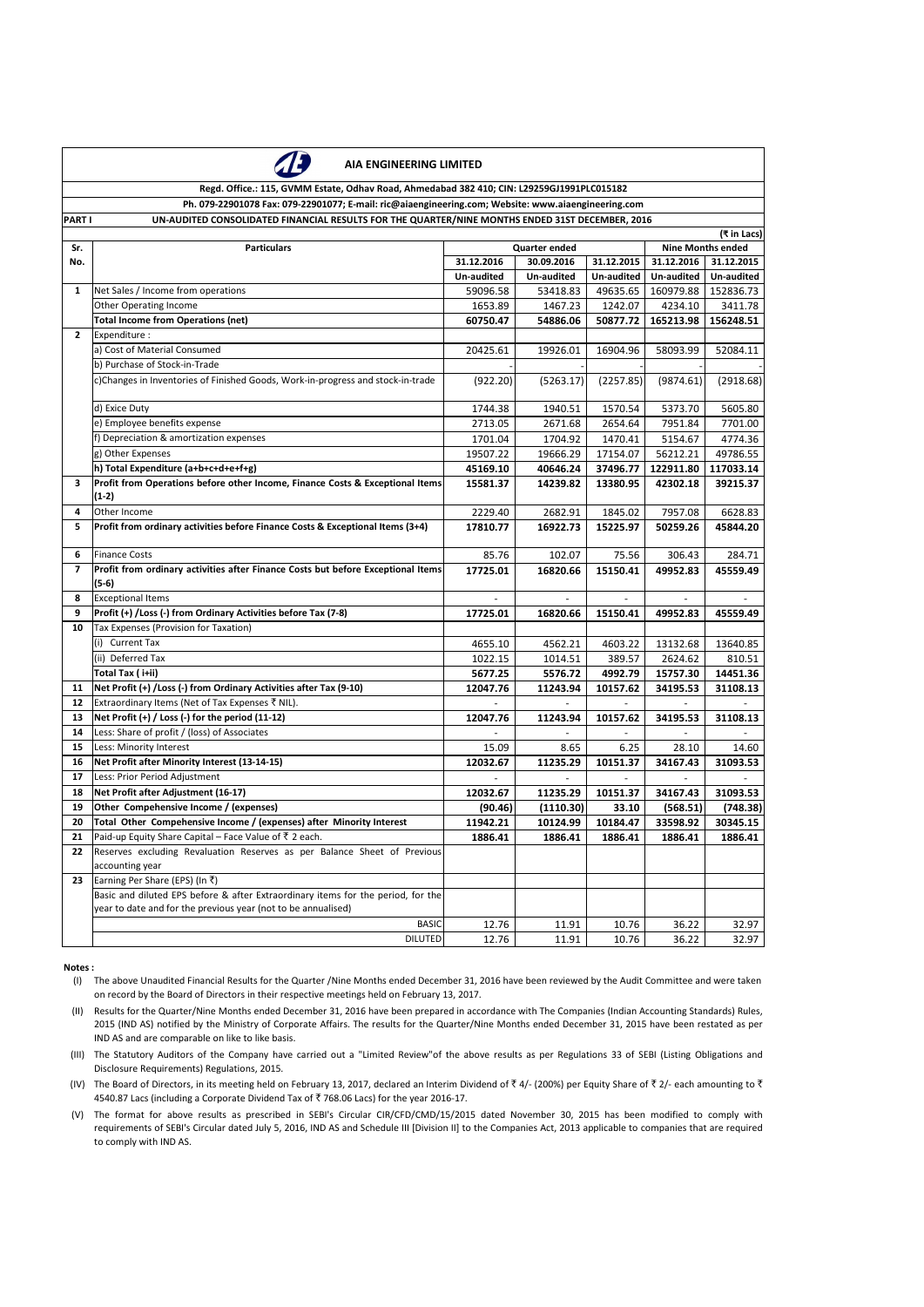# AIA ENGINEERING LIMITED

**Regd. Office.: 115, GVMM Estate, Odhav Road, Ahmedabad 382 410; CIN: L29259GJ1991PLC015182**

**Ph. 079-22901078 Fax: 079-22901077; E-mail: ric@aiaengineering.com; Website: www.aiaengineering.com**

**PART I — UN-AUDITED CONSOLIDATED FINANCIAL RESULTS FOR THE QUARTER/NINE MONTHS ENDED 31ST DECEMBER, 2016**

(₹ in Lacs)

| Sr. No. | Particulars | Quarter ended | | | Nine Months ended | |
|---|---|---|---|---|---|---|
| | | 31.12.2016 | 30.09.2016 | 31.12.2015 | 31.12.2016 | 31.12.2015 |
| | | Un-audited | Un-audited | Un-audited | Un-audited | Un-audited |
| 1 | Net Sales / Income from operations | 59096.58 | 53418.83 | 49635.65 | 160979.88 | 152836.73 |
| | Other Operating Income | 1653.89 | 1467.23 | 1242.07 | 4234.10 | 3411.78 |
| | **Total Income from Operations (net)** | **60750.47** | **54886.06** | **50877.72** | **165213.98** | **156248.51** |
| 2 | Expenditure : | | | | | |
| | a) Cost of Material Consumed | 20425.61 | 19926.01 | 16904.96 | 58093.99 | 52084.11 |
| | b) Purchase of Stock-in-Trade | - | - | - | - | - |
| | c)Changes in Inventories of Finished Goods, Work-in-progress and stock-in-trade | (922.20) | (5263.17) | (2257.85) | (9874.61) | (2918.68) |
| | d) Exice Duty | 1744.38 | 1940.51 | 1570.54 | 5373.70 | 5605.80 |
| | e) Employee benefits expense | 2713.05 | 2671.68 | 2654.64 | 7951.84 | 7701.00 |
| | f) Depreciation & amortization expenses | 1701.04 | 1704.92 | 1470.41 | 5154.67 | 4774.36 |
| | g) Other Expenses | 19507.22 | 19666.29 | 17154.07 | 56212.21 | 49786.55 |
| | **h) Total Expenditure (a+b+c+d+e+f+g)** | **45169.10** | **40646.24** | **37496.77** | **122911.80** | **117033.14** |
| 3 | **Profit from Operations before other Income, Finance Costs & Exceptional Items (1-2)** | **15581.37** | **14239.82** | **13380.95** | **42302.18** | **39215.37** |
| 4 | Other Income | 2229.40 | 2682.91 | 1845.02 | 7957.08 | 6628.83 |
| 5 | **Profit from ordinary activities before Finance Costs & Exceptional Items (3+4)** | **17810.77** | **16922.73** | **15225.97** | **50259.26** | **45844.20** |
| 6 | Finance Costs | 85.76 | 102.07 | 75.56 | 306.43 | 284.71 |
| 7 | **Profit from ordinary activities after Finance Costs but before Exceptional Items (5-6)** | **17725.01** | **16820.66** | **15150.41** | **49952.83** | **45559.49** |
| 8 | Exceptional Items | - | - | - | - | - |
| 9 | **Profit (+) /Loss (-) from Ordinary Activities before Tax (7-8)** | **17725.01** | **16820.66** | **15150.41** | **49952.83** | **45559.49** |
| 10 | Tax Expenses (Provision for Taxation) | | | | | |
| | (i) Current Tax | 4655.10 | 4562.21 | 4603.22 | 13132.68 | 13640.85 |
| | (ii) Deferred Tax | 1022.15 | 1014.51 | 389.57 | 2624.62 | 810.51 |
| | **Total Tax ( i+ii)** | **5677.25** | **5576.72** | **4992.79** | **15757.30** | **14451.36** |
| 11 | **Net Profit (+) /Loss (-) from Ordinary Activities after Tax (9-10)** | **12047.76** | **11243.94** | **10157.62** | **34195.53** | **31108.13** |
| 12 | Extraordinary Items (Net of Tax Expenses ₹ NIL). | - | - | - | - | - |
| 13 | **Net Profit (+) / Loss (-) for the period (11-12)** | **12047.76** | **11243.94** | **10157.62** | **34195.53** | **31108.13** |
| 14 | Less: Share of profit / (loss) of Associates | - | - | - | - | - |
| 15 | Less: Minority Interest | 15.09 | 8.65 | 6.25 | 28.10 | 14.60 |
| 16 | **Net Profit after Minority Interest (13-14-15)** | **12032.67** | **11235.29** | **10151.37** | **34167.43** | **31093.53** |
| 17 | Less: Prior Period Adjustment | - | - | - | - | - |
| 18 | **Net Profit after Adjustment (16-17)** | **12032.67** | **11235.29** | **10151.37** | **34167.43** | **31093.53** |
| 19 | **Other Compehensive Income / (expenses)** | **(90.46)** | **(1110.30)** | **33.10** | **(568.51)** | **(748.38)** |
| 20 | **Total Other Compehensive Income / (expenses) after Minority Interest** | **11942.21** | **10124.99** | **10184.47** | **33598.92** | **30345.15** |
| 21 | Paid-up Equity Share Capital – Face Value of ₹ 2 each. | **1886.41** | **1886.41** | **1886.41** | **1886.41** | **1886.41** |
| 22 | Reserves excluding Revaluation Reserves as per Balance Sheet of Previous accounting year | | | | | |
| 23 | Earning Per Share (EPS) (In ₹) | | | | | |
| | Basic and diluted EPS before & after Extraordinary items for the period, for the year to date and for the previous year (not to be annualised) | | | | | |
| | BASIC | 12.76 | 11.91 | 10.76 | 36.22 | 32.97 |
| | DILUTED | 12.76 | 11.91 | 10.76 | 36.22 | 32.97 |

**Notes :**

(I) The above Unaudited Financial Results for the Quarter /Nine Months ended December 31, 2016 have been reviewed by the Audit Committee and were taken on record by the Board of Directors in their respective meetings held on February 13, 2017.

(II) Results for the Quarter/Nine Months ended December 31, 2016 have been prepared in accordance with The Companies (Indian Accounting Standards) Rules, 2015 (IND AS) notified by the Ministry of Corporate Affairs. The results for the Quarter/Nine Months ended December 31, 2015 have been restated as per IND AS and are comparable on like to like basis.

(III) The Statutory Auditors of the Company have carried out a "Limited Review"of the above results as per Regulations 33 of SEBI (Listing Obligations and Disclosure Requirements) Regulations, 2015.

(IV) The Board of Directors, in its meeting held on February 13, 2017, declared an Interim Dividend of ₹ 4/- (200%) per Equity Share of ₹ 2/- each amounting to ₹ 4540.87 Lacs (including a Corporate Dividend Tax of ₹ 768.06 Lacs) for the year 2016-17.

(V) The format for above results as prescribed in SEBI's Circular CIR/CFD/CMD/15/2015 dated November 30, 2015 has been modified to comply with requirements of SEBI's Circular dated July 5, 2016, IND AS and Schedule III [Division II] to the Companies Act, 2013 applicable to companies that are required to comply with IND AS.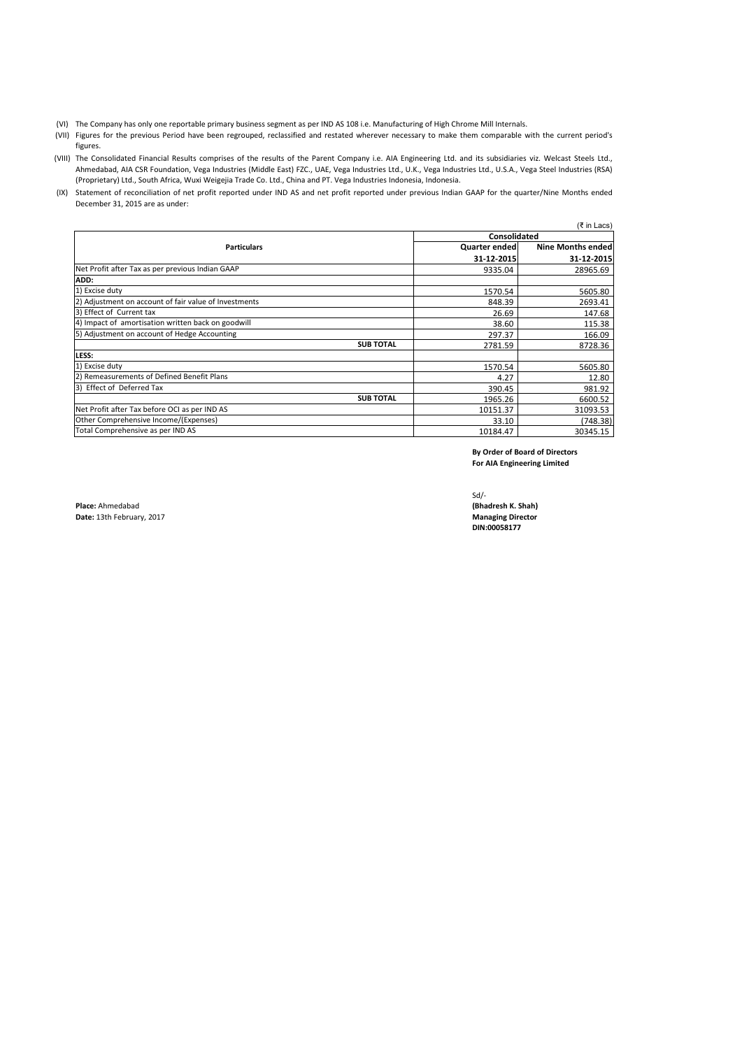(VI) The Company has only one reportable primary business segment as per IND AS 108 i.e. Manufacturing of High Chrome Mill Internals.

(VII) Figures for the previous Period have been regrouped, reclassified and restated wherever necessary to make them comparable with the current period's figures.

(VIII) The Consolidated Financial Results comprises of the results of the Parent Company i.e. AIA Engineering Ltd. and its subsidiaries viz. Welcast Steels Ltd., Ahmedabad, AIA CSR Foundation, Vega Industries (Middle East) FZC., UAE, Vega Industries Ltd., U.K., Vega Industries Ltd., U.S.A., Vega Steel Industries (RSA) (Proprietary) Ltd., South Africa, Wuxi Weigejia Trade Co. Ltd., China and PT. Vega Industries Indonesia, Indonesia.

(IX) Statement of reconciliation of net profit reported under IND AS and net profit reported under previous Indian GAAP for the quarter/Nine Months ended December 31, 2015 are as under:

(₹ in Lacs)

| Particulars | Consolidated | |
|---|---|---|
| | Quarter ended | Nine Months ended |
| | 31-12-2015 | 31-12-2015 |
| Net Profit after Tax as per previous Indian GAAP | 9335.04 | 28965.69 |
| **ADD:** | | |
| 1) Excise duty | 1570.54 | 5605.80 |
| 2) Adjustment on account of fair value of Investments | 848.39 | 2693.41 |
| 3) Effect of Current tax | 26.69 | 147.68 |
| 4) Impact of amortisation written back on goodwill | 38.60 | 115.38 |
| 5) Adjustment on account of Hedge Accounting | 297.37 | 166.09 |
| **SUB TOTAL** | 2781.59 | 8728.36 |
| **LESS:** | | |
| 1) Excise duty | 1570.54 | 5605.80 |
| 2) Remeasurements of Defined Benefit Plans | 4.27 | 12.80 |
| 3) Effect of Deferred Tax | 390.45 | 981.92 |
| **SUB TOTAL** | 1965.26 | 6600.52 |
| Net Profit after Tax before OCI as per IND AS | 10151.37 | 31093.53 |
| Other Comprehensive Income/(Expenses) | 33.10 | (748.38) |
| Total Comprehensive as per IND AS | 10184.47 | 30345.15 |

**By Order of Board of Directors**
**For AIA Engineering Limited**

Sd/-
**(Bhadresh K. Shah)**
**Managing Director**
**DIN:00058177**

**Place:** Ahmedabad
**Date:** 13th February, 2017